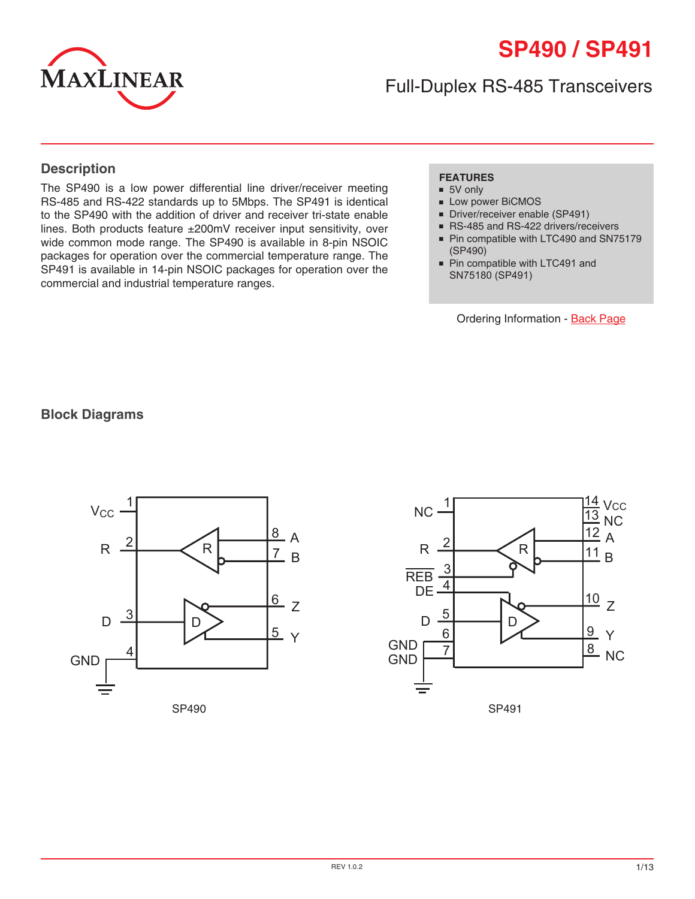# SP490 / SP491

## Full-Duplex RS-485 Transceivers

## Description

The SP490 is a low power differential line driver/receiver meeting RS-485 and RS-422 standards up to 5Mbps. The SP491 is identical to the SP490 with the addition of driver and receiver tri-state enable lines. Both products feature ±200mV receiver input sensitivity, over wide common mode range. The SP490 is available in 8-pin NSOIC packages for operation over the commercial temperature range. The SP491 is available in 14-pin NSOIC packages for operation over the commercial and industrial temperature ranges.

**FEATURES**

- 5V only
- Low power BiCMOS
- Driver/receiver enable (SP491)
- RS-485 and RS-422 drivers/receivers
- Pin compatible with LTC490 and SN75179 (SP490)
- Pin compatible with LTC491 and SN75180 (SP491)

Ordering Information - Back Page

## Block Diagrams

SP490

SP491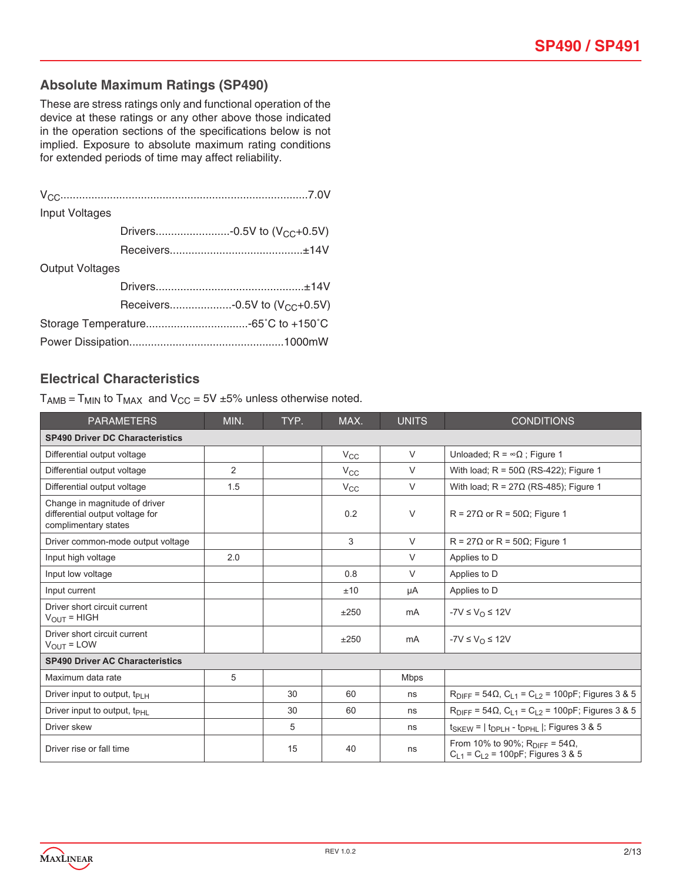## Absolute Maximum Ratings (SP490)

These are stress ratings only and functional operation of the device at these ratings or any other above those indicated in the operation sections of the specifications below is not implied. Exposure to absolute maximum rating conditions for extended periods of time may affect reliability.

$V_{CC}$.................................................................................7.0V

Input Voltages

- Drivers........................-0.5V to ($V_{CC}$+0.5V)
- Receivers..........................................±14V

Output Voltages

- Drivers...............................................±14V
- Receivers...................-0.5V to ($V_{CC}$+0.5V)

Storage Temperature.................................-65˚C to +150˚C

Power Dissipation.................................................1000mW

## Electrical Characteristics

$T_{AMB} = T_{MIN}$ to $T_{MAX}$ and $V_{CC}$ = 5V ±5% unless otherwise noted.

| PARAMETERS | MIN. | TYP. | MAX. | UNITS | CONDITIONS |
|---|---|---|---|---|---|
| **SP490 Driver DC Characteristics** | | | | | |
| Differential output voltage | | | $V_{CC}$ | V | Unloaded; R = ∞Ω ; Figure 1 |
| Differential output voltage | 2 | | $V_{CC}$ | V | With load; R = 50Ω (RS-422); Figure 1 |
| Differential output voltage | 1.5 | | $V_{CC}$ | V | With load; R = 27Ω (RS-485); Figure 1 |
| Change in magnitude of driver differential output voltage for complimentary states | | | 0.2 | V | R = 27Ω or R = 50Ω; Figure 1 |
| Driver common-mode output voltage | | | 3 | V | R = 27Ω or R = 50Ω; Figure 1 |
| Input high voltage | 2.0 | | | V | Applies to D |
| Input low voltage | | | 0.8 | V | Applies to D |
| Input current | | | ±10 | µA | Applies to D |
| Driver short circuit current $V_{OUT}$ = HIGH | | | ±250 | mA | -7V ≤ $V_O$ ≤ 12V |
| Driver short circuit current $V_{OUT}$ = LOW | | | ±250 | mA | -7V ≤ $V_O$ ≤ 12V |
| **SP490 Driver AC Characteristics** | | | | | |
| Maximum data rate | 5 | | | Mbps | |
| Driver input to output, $t_{PLH}$ | | 30 | 60 | ns | $R_{DIFF}$ = 54Ω, $C_{L1} = C_{L2}$ = 100pF; Figures 3 & 5 |
| Driver input to output, $t_{PHL}$ | | 30 | 60 | ns | $R_{DIFF}$ = 54Ω, $C_{L1} = C_{L2}$ = 100pF; Figures 3 & 5 |
| Driver skew | | 5 | | ns | $t_{SKEW}$ = \| $t_{DPLH}$ - $t_{DPHL}$ \|; Figures 3 & 5 |
| Driver rise or fall time | | 15 | 40 | ns | From 10% to 90%; $R_{DIFF}$ = 54Ω, $C_{L1} = C_{L2}$ = 100pF; Figures 3 & 5 |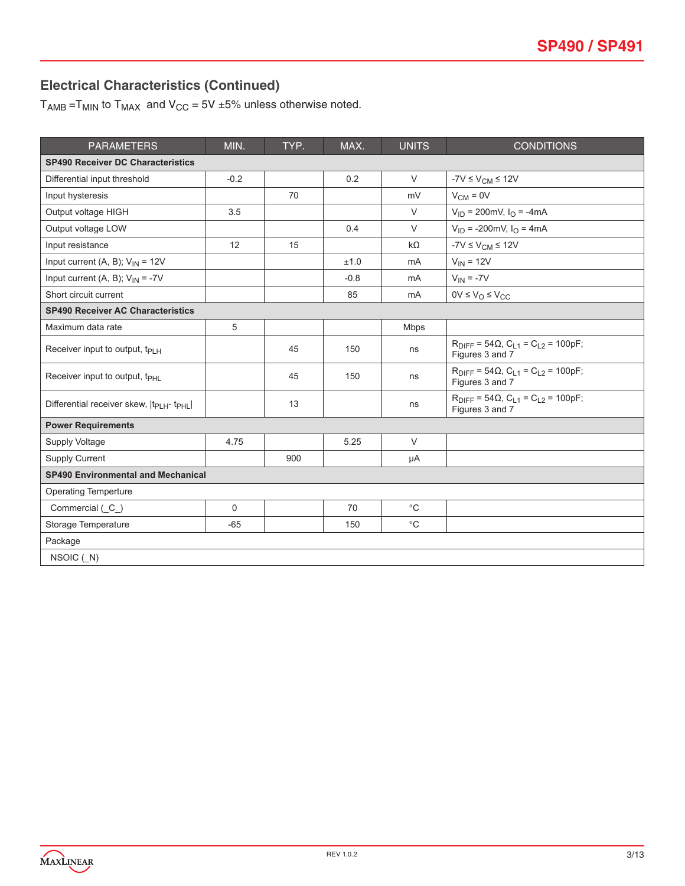## Electrical Characteristics (Continued)

$T_{AMB} = T_{MIN}$ to $T_{MAX}$ and $V_{CC}$ = 5V ±5% unless otherwise noted.

| PARAMETERS | MIN. | TYP. | MAX. | UNITS | CONDITIONS |
|---|---|---|---|---|---|
| **SP490 Receiver DC Characteristics** | | | | | |
| Differential input threshold | -0.2 | | 0.2 | V | $-7V \leq V_{CM} \leq 12V$ |
| Input hysteresis | | 70 | | mV | $V_{CM}$ = 0V |
| Output voltage HIGH | 3.5 | | | V | $V_{ID}$ = 200mV, $I_O$ = -4mA |
| Output voltage LOW | | | 0.4 | V | $V_{ID}$ = -200mV, $I_O$ = 4mA |
| Input resistance | 12 | 15 | | kΩ | $-7V \leq V_{CM} \leq 12V$ |
| Input current (A, B); $V_{IN}$ = 12V | | | ±1.0 | mA | $V_{IN}$ = 12V |
| Input current (A, B); $V_{IN}$ = -7V | | | -0.8 | mA | $V_{IN}$ = -7V |
| Short circuit current | | | 85 | mA | $0V \leq V_O \leq V_{CC}$ |
| **SP490 Receiver AC Characteristics** | | | | | |
| Maximum data rate | 5 | | | Mbps | |
| Receiver input to output, $t_{PLH}$ | | 45 | 150 | ns | $R_{DIFF}$ = 54Ω, $C_{L1}$ = $C_{L2}$ = 100pF; Figures 3 and 7 |
| Receiver input to output, $t_{PHL}$ | | 45 | 150 | ns | $R_{DIFF}$ = 54Ω, $C_{L1}$ = $C_{L2}$ = 100pF; Figures 3 and 7 |
| Differential receiver skew, $\|t_{PLH} - t_{PHL}\|$ | | 13 | | ns | $R_{DIFF}$ = 54Ω, $C_{L1}$ = $C_{L2}$ = 100pF; Figures 3 and 7 |
| **Power Requirements** | | | | | |
| Supply Voltage | 4.75 | | 5.25 | V | |
| Supply Current | | 900 | | µA | |
| **SP490 Environmental and Mechanical** | | | | | |
| Operating Temperture | | | | | |
| Commercial (_C_) | 0 | | 70 | °C | |
| Storage Temperature | -65 | | 150 | °C | |
| Package | | | | | |
| NSOIC (_N) | | | | | |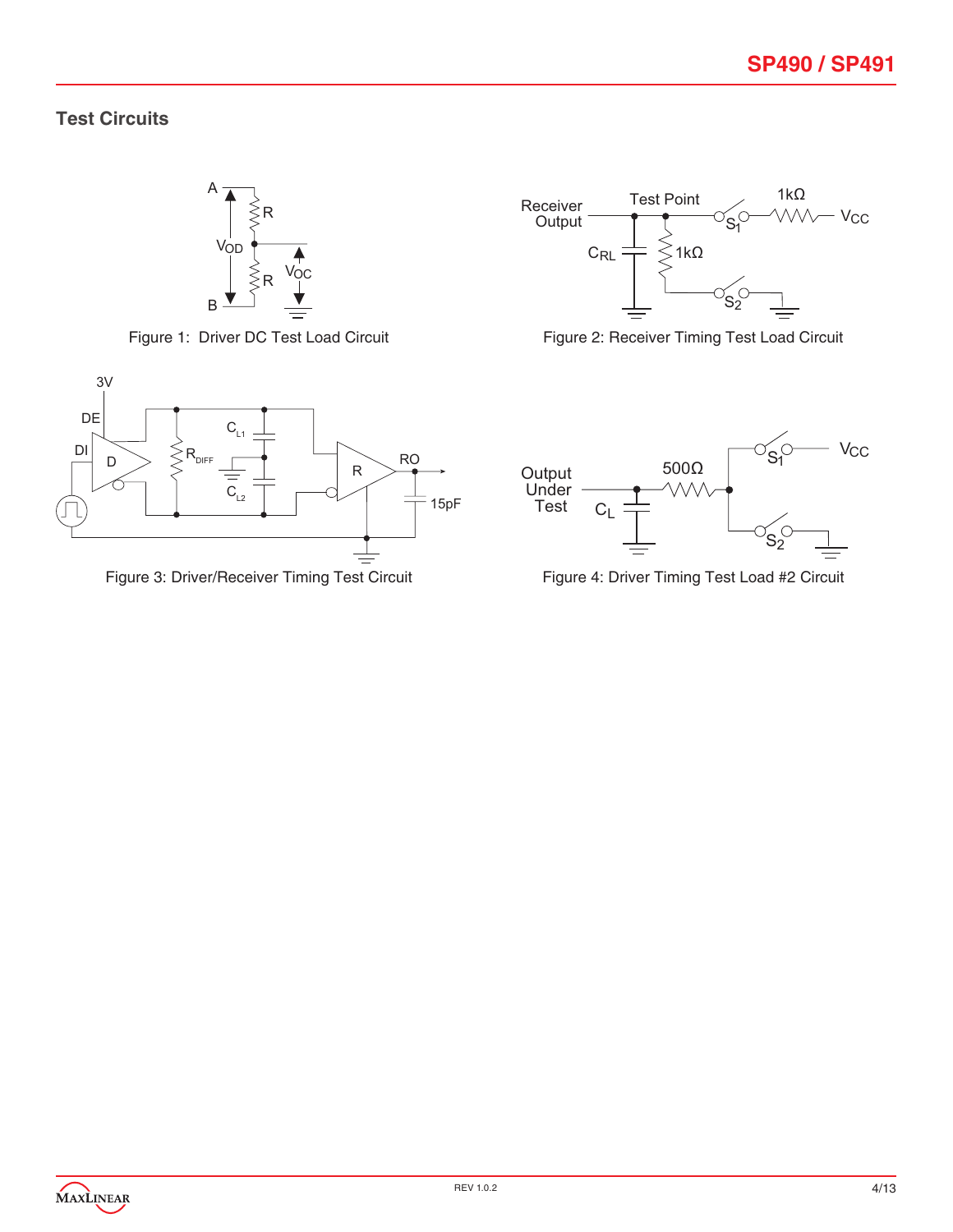## Test Circuits

Figure 1: Driver DC Test Load Circuit

Figure 2: Receiver Timing Test Load Circuit

Figure 3: Driver/Receiver Timing Test Circuit

Figure 4: Driver Timing Test Load #2 Circuit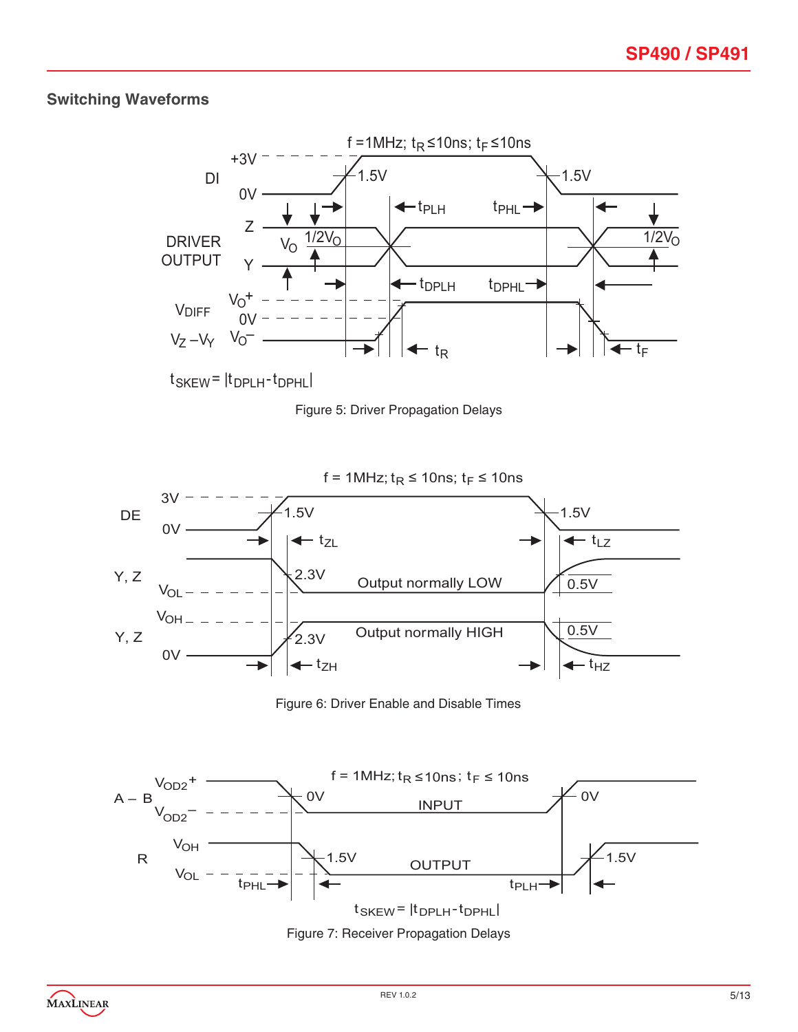## Switching Waveforms

f =1MHz; $t_R$ ≤10ns; $t_F$ ≤10ns

$t_{SKEW} = |t_{DPLH} - t_{DPHL}|$

Figure 5: Driver Propagation Delays

f = 1MHz; $t_R$ ≤ 10ns; $t_F$ ≤ 10ns

Figure 6: Driver Enable and Disable Times

f = 1MHz; $t_R$ ≤10ns; $t_F$ ≤ 10ns

$t_{SKEW} = |t_{DPLH} - t_{DPHL}|$

Figure 7: Receiver Propagation Delays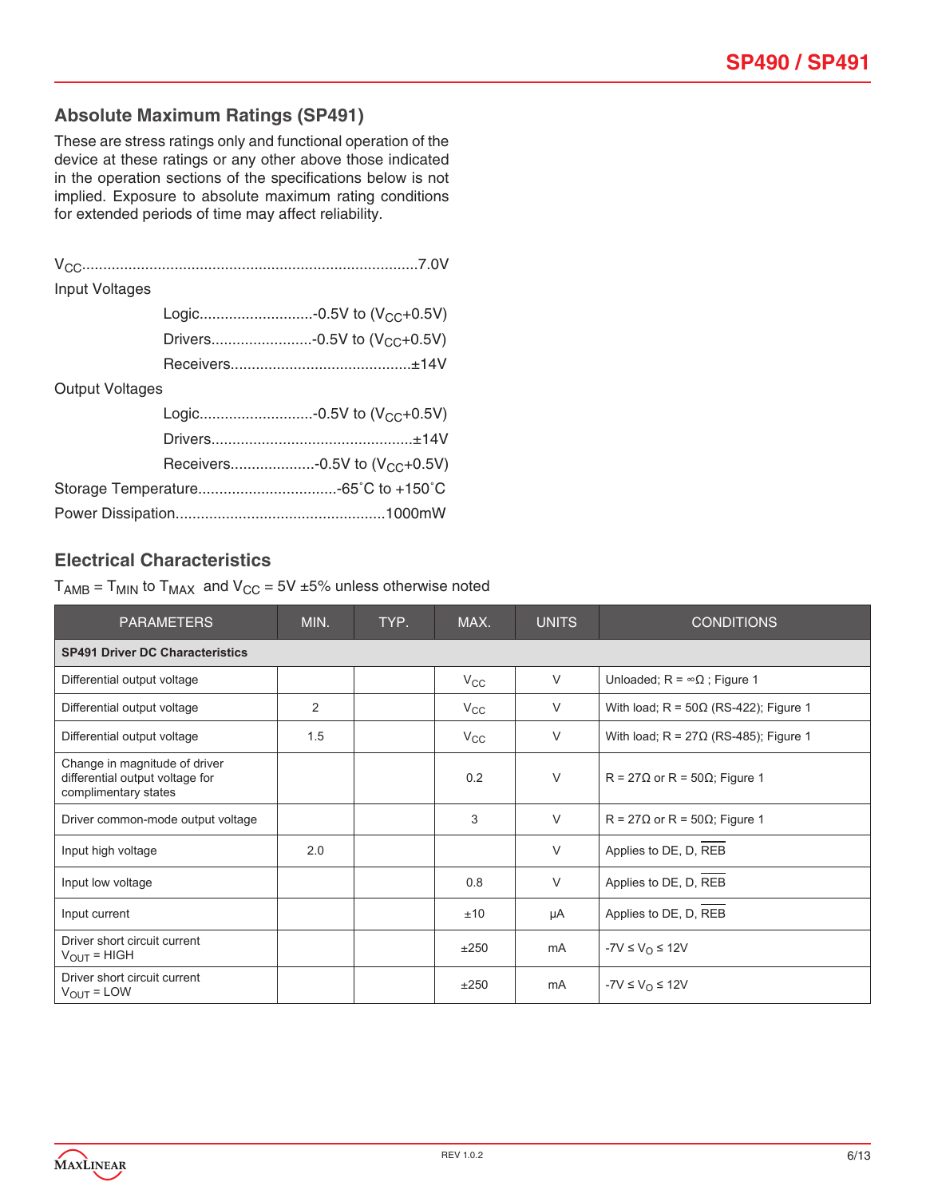## Absolute Maximum Ratings (SP491)

These are stress ratings only and functional operation of the device at these ratings or any other above those indicated in the operation sections of the specifications below is not implied. Exposure to absolute maximum rating conditions for extended periods of time may affect reliability.

$V_{CC}$...............................................................................7.0V

Input Voltages

- Logic...........................-0.5V to ($V_{CC}$+0.5V)
- Drivers........................-0.5V to ($V_{CC}$+0.5V)
- Receivers...........................................±14V

Output Voltages

- Logic...........................-0.5V to ($V_{CC}$+0.5V)
- Drivers................................................±14V
- Receivers....................-0.5V to ($V_{CC}$+0.5V)

Storage Temperature.................................-65˚C to +150˚C

Power Dissipation.................................................1000mW

## Electrical Characteristics

$T_{AMB}$ = $T_{MIN}$ to $T_{MAX}$ and $V_{CC}$ = 5V ±5% unless otherwise noted

| PARAMETERS | MIN. | TYP. | MAX. | UNITS | CONDITIONS |
|---|---|---|---|---|---|
| **SP491 Driver DC Characteristics** | | | | | |
| Differential output voltage | | | $V_{CC}$ | V | Unloaded; R = ∞Ω ; Figure 1 |
| Differential output voltage | 2 | | $V_{CC}$ | V | With load; R = 50Ω (RS-422); Figure 1 |
| Differential output voltage | 1.5 | | $V_{CC}$ | V | With load; R = 27Ω (RS-485); Figure 1 |
| Change in magnitude of driver differential output voltage for complimentary states | | | 0.2 | V | R = 27Ω or R = 50Ω; Figure 1 |
| Driver common-mode output voltage | | | 3 | V | R = 27Ω or R = 50Ω; Figure 1 |
| Input high voltage | 2.0 | | | V | Applies to DE, D, $\overline{REB}$ |
| Input low voltage | | | 0.8 | V | Applies to DE, D, $\overline{REB}$ |
| Input current | | | ±10 | µA | Applies to DE, D, $\overline{REB}$ |
| Driver short circuit current $V_{OUT}$ = HIGH | | | ±250 | mA | -7V ≤ $V_O$ ≤ 12V |
| Driver short circuit current $V_{OUT}$ = LOW | | | ±250 | mA | -7V ≤ $V_O$ ≤ 12V |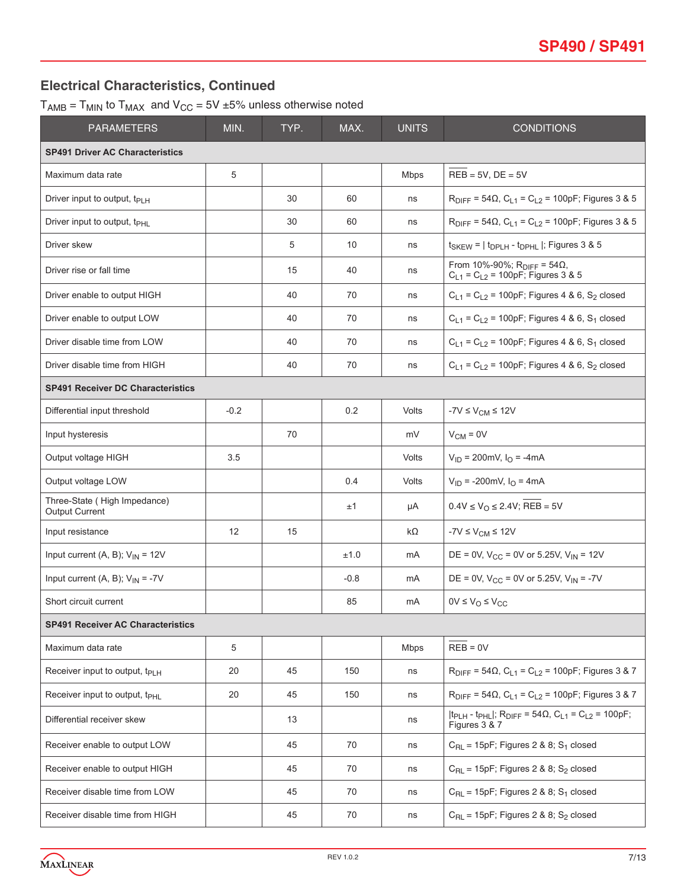## Electrical Characteristics, Continued

$T_{AMB} = T_{MIN}$ to $T_{MAX}$ and $V_{CC} = 5V \pm 5\%$ unless otherwise noted

| PARAMETERS | MIN. | TYP. | MAX. | UNITS | CONDITIONS |
|---|---|---|---|---|---|
| **SP491 Driver AC Characteristics** | | | | | |
| Maximum data rate | 5 | | | Mbps | $\overline{REB}$ = 5V, DE = 5V |
| Driver input to output, $t_{PLH}$ | | 30 | 60 | ns | $R_{DIFF} = 54\Omega$, $C_{L1} = C_{L2} = 100pF$; Figures 3 & 5 |
| Driver input to output, $t_{PHL}$ | | 30 | 60 | ns | $R_{DIFF} = 54\Omega$, $C_{L1} = C_{L2} = 100pF$; Figures 3 & 5 |
| Driver skew | | 5 | 10 | ns | $t_{SKEW} = \| t_{DPLH} - t_{DPHL} \|$; Figures 3 & 5 |
| Driver rise or fall time | | 15 | 40 | ns | From 10%-90%; $R_{DIFF} = 54\Omega$, $C_{L1} = C_{L2} = 100pF$; Figures 3 & 5 |
| Driver enable to output HIGH | | 40 | 70 | ns | $C_{L1} = C_{L2} = 100pF$; Figures 4 & 6, $S_2$ closed |
| Driver enable to output LOW | | 40 | 70 | ns | $C_{L1} = C_{L2} = 100pF$; Figures 4 & 6, $S_1$ closed |
| Driver disable time from LOW | | 40 | 70 | ns | $C_{L1} = C_{L2} = 100pF$; Figures 4 & 6, $S_1$ closed |
| Driver disable time from HIGH | | 40 | 70 | ns | $C_{L1} = C_{L2} = 100pF$; Figures 4 & 6, $S_2$ closed |
| **SP491 Receiver DC Characteristics** | | | | | |
| Differential input threshold | -0.2 | | 0.2 | Volts | $-7V \leq V_{CM} \leq 12V$ |
| Input hysteresis | | 70 | | mV | $V_{CM} = 0V$ |
| Output voltage HIGH | 3.5 | | | Volts | $V_{ID} = 200mV$, $I_O = -4mA$ |
| Output voltage LOW | | | 0.4 | Volts | $V_{ID} = -200mV$, $I_O = 4mA$ |
| Three-State ( High Impedance) Output Current | | | ±1 | µA | $0.4V \leq V_O \leq 2.4V$; $\overline{REB}$ = 5V |
| Input resistance | 12 | 15 | | kΩ | $-7V \leq V_{CM} \leq 12V$ |
| Input current (A, B); $V_{IN} = 12V$ | | | ±1.0 | mA | DE = 0V, $V_{CC}$ = 0V or 5.25V, $V_{IN} = 12V$ |
| Input current (A, B); $V_{IN} = -7V$ | | | -0.8 | mA | DE = 0V, $V_{CC}$ = 0V or 5.25V, $V_{IN} = -7V$ |
| Short circuit current | | | 85 | mA | $0V \leq V_O \leq V_{CC}$ |
| **SP491 Receiver AC Characteristics** | | | | | |
| Maximum data rate | 5 | | | Mbps | $\overline{REB}$ = 0V |
| Receiver input to output, $t_{PLH}$ | 20 | 45 | 150 | ns | $R_{DIFF} = 54\Omega$, $C_{L1} = C_{L2} = 100pF$; Figures 3 & 7 |
| Receiver input to output, $t_{PHL}$ | 20 | 45 | 150 | ns | $R_{DIFF} = 54\Omega$, $C_{L1} = C_{L2} = 100pF$; Figures 3 & 7 |
| Differential receiver skew | | 13 | | ns | $\|t_{PLH} - t_{PHL}\|$; $R_{DIFF} = 54\Omega$, $C_{L1} = C_{L2} = 100pF$; Figures 3 & 7 |
| Receiver enable to output LOW | | 45 | 70 | ns | $C_{RL} = 15pF$; Figures 2 & 8; $S_1$ closed |
| Receiver enable to output HIGH | | 45 | 70 | ns | $C_{RL} = 15pF$; Figures 2 & 8; $S_2$ closed |
| Receiver disable time from LOW | | 45 | 70 | ns | $C_{RL} = 15pF$; Figures 2 & 8; $S_1$ closed |
| Receiver disable time from HIGH | | 45 | 70 | ns | $C_{RL} = 15pF$; Figures 2 & 8; $S_2$ closed |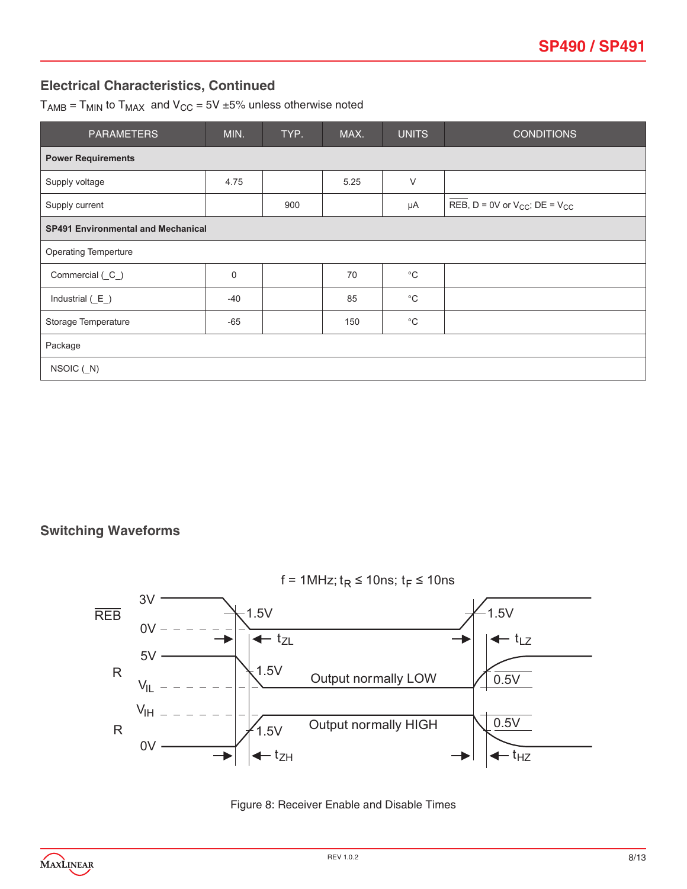## Electrical Characteristics, Continued

$T_{AMB} = T_{MIN}$ to $T_{MAX}$ and $V_{CC} = 5V \pm 5\%$ unless otherwise noted

| PARAMETERS | MIN. | TYP. | MAX. | UNITS | CONDITIONS |
|---|---|---|---|---|---|
| **Power Requirements** | | | | | |
| Supply voltage | 4.75 | | 5.25 | V | |
| Supply current | | 900 | | µA | $\overline{REB}$, D = 0V or $V_{CC}$; DE = $V_{CC}$ |
| **SP491 Environmental and Mechanical** | | | | | |
| Operating Temperture | | | | | |
| Commercial (_C_) | 0 | | 70 | °C | |
| Industrial (_E_) | -40 | | 85 | °C | |
| Storage Temperature | -65 | | 150 | °C | |
| Package | | | | | |
| NSOIC (_N) | | | | | |

## Switching Waveforms

f = 1MHz; $t_R \leq 10ns$; $t_F \leq 10ns$

Figure 8: Receiver Enable and Disable Times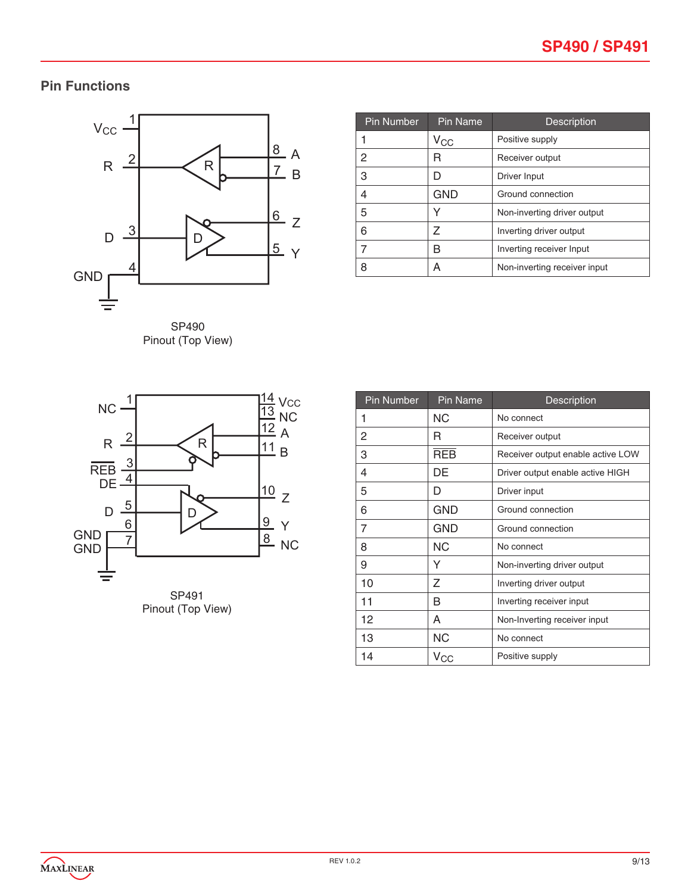## Pin Functions

SP490
Pinout (Top View)

| Pin Number | Pin Name | Description |
|---|---|---|
| 1 | $V_{CC}$ | Positive supply |
| 2 | R | Receiver output |
| 3 | D | Driver Input |
| 4 | GND | Ground connection |
| 5 | Y | Non-inverting driver output |
| 6 | Z | Inverting driver output |
| 7 | B | Inverting receiver Input |
| 8 | A | Non-inverting receiver input |

SP491
Pinout (Top View)

| Pin Number | Pin Name | Description |
|---|---|---|
| 1 | NC | No connect |
| 2 | R | Receiver output |
| 3 | $\overline{REB}$ | Receiver output enable active LOW |
| 4 | DE | Driver output enable active HIGH |
| 5 | D | Driver input |
| 6 | GND | Ground connection |
| 7 | GND | Ground connection |
| 8 | NC | No connect |
| 9 | Y | Non-inverting driver output |
| 10 | Z | Inverting driver output |
| 11 | B | Inverting receiver input |
| 12 | A | Non-Inverting receiver input |
| 13 | NC | No connect |
| 14 | $V_{CC}$ | Positive supply |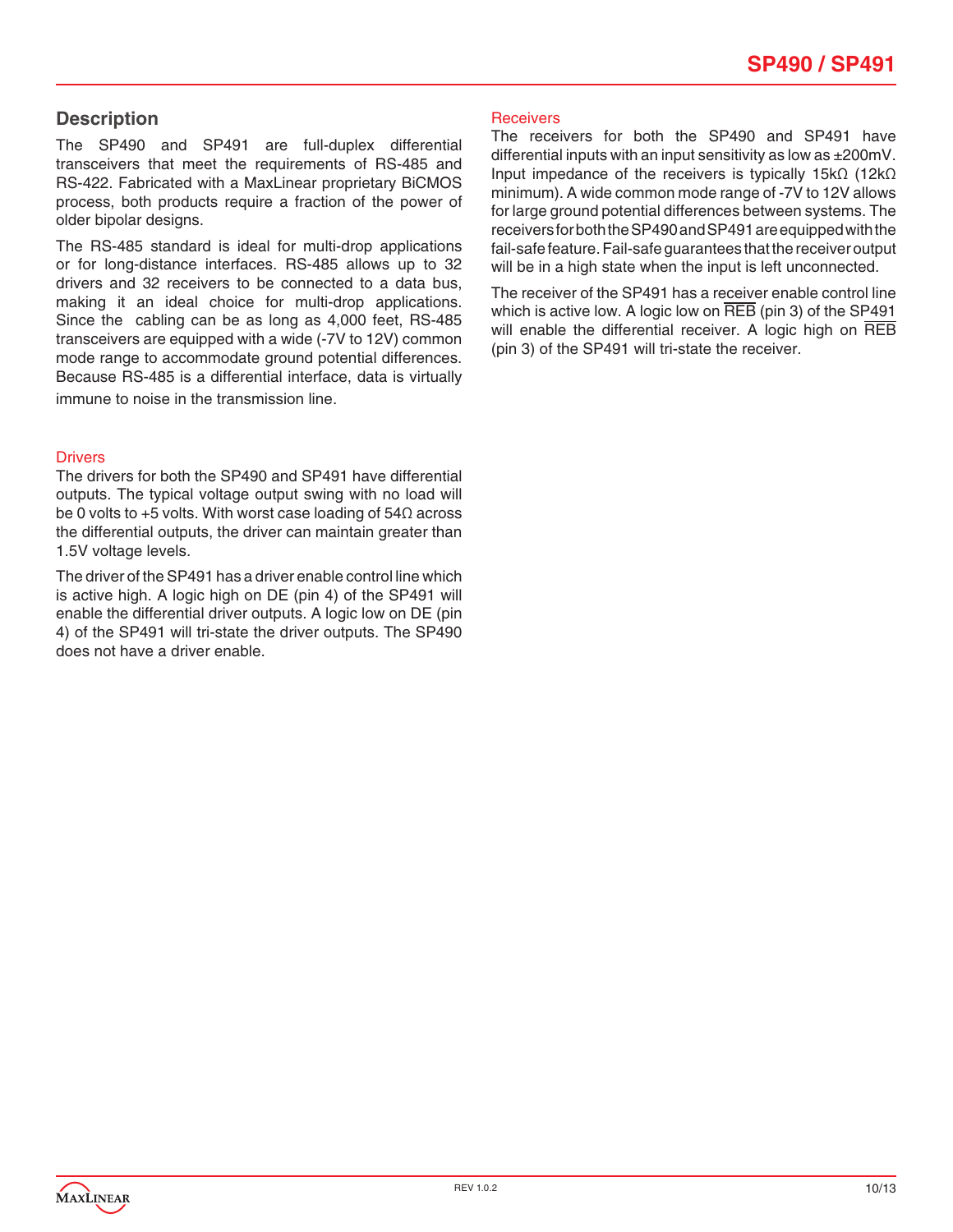## Description

The SP490 and SP491 are full-duplex differential transceivers that meet the requirements of RS-485 and RS-422. Fabricated with a MaxLinear proprietary BiCMOS process, both products require a fraction of the power of older bipolar designs.

The RS-485 standard is ideal for multi-drop applications or for long-distance interfaces. RS-485 allows up to 32 drivers and 32 receivers to be connected to a data bus, making it an ideal choice for multi-drop applications. Since the cabling can be as long as 4,000 feet, RS-485 transceivers are equipped with a wide (-7V to 12V) common mode range to accommodate ground potential differences. Because RS-485 is a differential interface, data is virtually immune to noise in the transmission line.

### Drivers

The drivers for both the SP490 and SP491 have differential outputs. The typical voltage output swing with no load will be 0 volts to +5 volts. With worst case loading of 54Ω across the differential outputs, the driver can maintain greater than 1.5V voltage levels.

The driver of the SP491 has a driver enable control line which is active high. A logic high on DE (pin 4) of the SP491 will enable the differential driver outputs. A logic low on DE (pin 4) of the SP491 will tri-state the driver outputs. The SP490 does not have a driver enable.

### Receivers

The receivers for both the SP490 and SP491 have differential inputs with an input sensitivity as low as ±200mV. Input impedance of the receivers is typically 15kΩ (12kΩ minimum). A wide common mode range of -7V to 12V allows for large ground potential differences between systems. The receivers for both the SP490 and SP491 are equipped with the fail-safe feature. Fail-safe guarantees that the receiver output will be in a high state when the input is left unconnected.

The receiver of the SP491 has a receiver enable control line which is active low. A logic low on $\overline{REB}$ (pin 3) of the SP491 will enable the differential receiver. A logic high on $\overline{REB}$ (pin 3) of the SP491 will tri-state the receiver.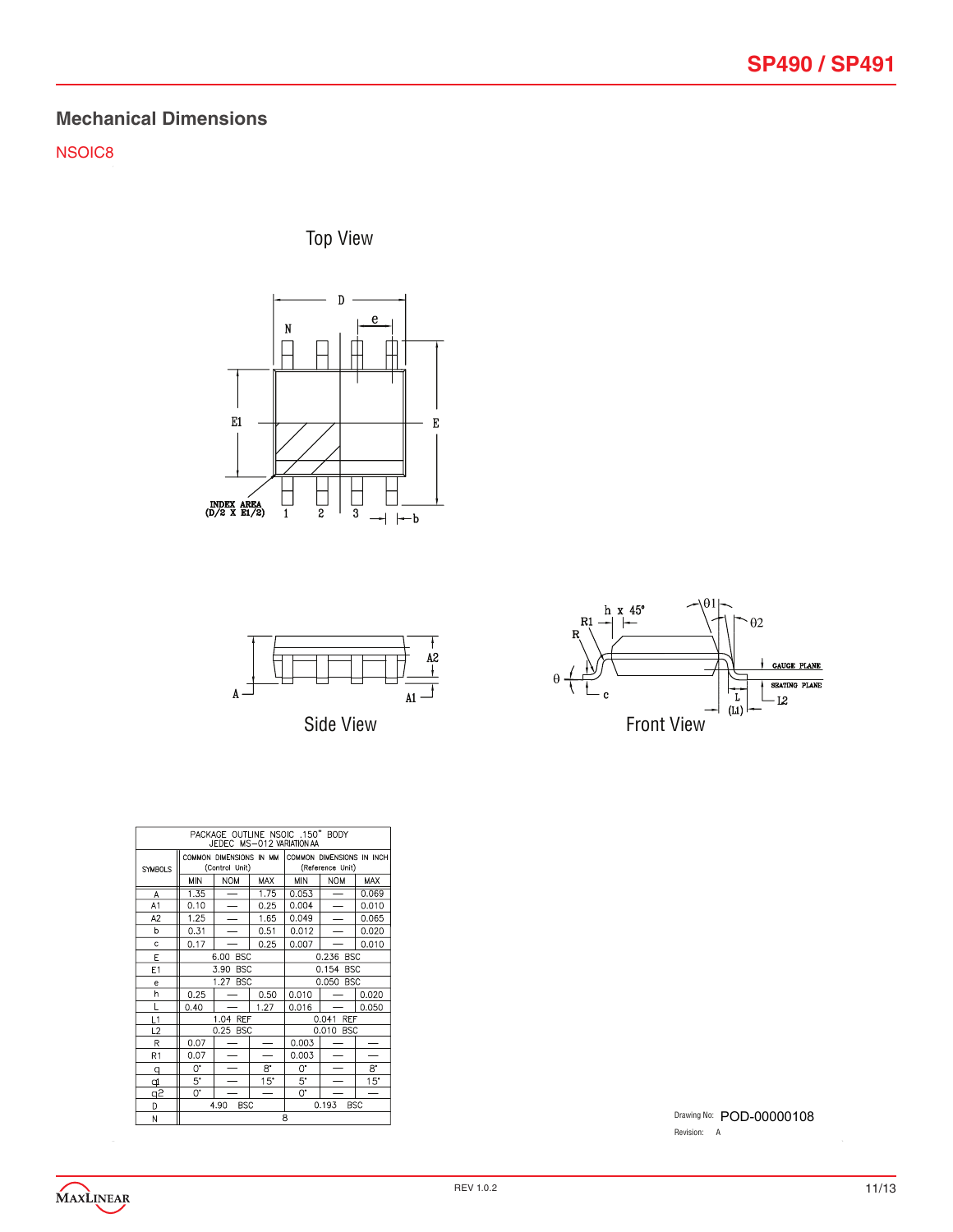## Mechanical Dimensions

NSOIC8

Top View

Side View

Front View

| PACKAGE OUTLINE NSOIC .150" BODY JEDEC MS−012 VARIATION AA | | | | | | |
|---|---|---|---|---|---|---|
| SYMBOLS | COMMON DIMENSIONS IN MM (Control Unit) | | | COMMON DIMENSIONS IN INCH (Reference Unit) | | |
| | MIN | NOM | MAX | MIN | NOM | MAX |
| A | 1.35 | — | 1.75 | 0.053 | — | 0.069 |
| A1 | 0.10 | — | 0.25 | 0.004 | — | 0.010 |
| A2 | 1.25 | — | 1.65 | 0.049 | — | 0.065 |
| b | 0.31 | — | 0.51 | 0.012 | — | 0.020 |
| c | 0.17 | — | 0.25 | 0.007 | — | 0.010 |
| E | 6.00 BSC | | | 0.236 BSC | | |
| E1 | 3.90 BSC | | | 0.154 BSC | | |
| e | 1.27 BSC | | | 0.050 BSC | | |
| h | 0.25 | — | 0.50 | 0.010 | — | 0.020 |
| L | 0.40 | — | 1.27 | 0.016 | — | 0.050 |
| L1 | 1.04 REF | | | 0.041 REF | | |
| L2 | 0.25 BSC | | | 0.010 BSC | | |
| R | 0.07 | — | — | 0.003 | — | — |
| R1 | 0.07 | — | — | 0.003 | — | — |
| θ | 0° | — | 8° | 0° | — | 8° |
| θ1 | 5° | — | 15° | 5° | — | 15° |
| θ2 | 0° | — | — | 0° | — | — |
| D | 4.90 BSC | | | 0.193 BSC | | |
| N | 8 | | | | | |

Drawing No: POD-00000108

Revision: A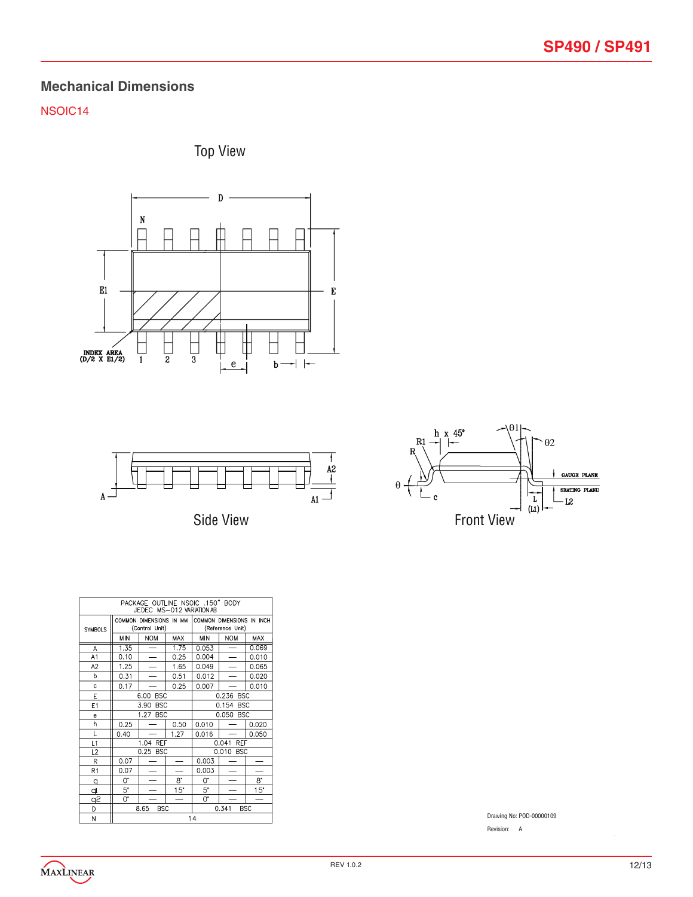## Mechanical Dimensions

NSOIC14

Top View

Side View

Front View

| PACKAGE OUTLINE NSOIC .150" BODY JEDEC MS−012 VARIATION AB | | | | | | |
|---|---|---|---|---|---|---|
| SYMBOLS | COMMON DIMENSIONS IN MM (Control Unit) | | | COMMON DIMENSIONS IN INCH (Reference Unit) | | |
| | MIN | NOM | MAX | MIN | NOM | MAX |
| A | 1.35 | — | 1.75 | 0.053 | — | 0.069 |
| A1 | 0.10 | — | 0.25 | 0.004 | — | 0.010 |
| A2 | 1.25 | — | 1.65 | 0.049 | — | 0.065 |
| b | 0.31 | — | 0.51 | 0.012 | — | 0.020 |
| c | 0.17 | — | 0.25 | 0.007 | — | 0.010 |
| E | 6.00 BSC | | | 0.236 BSC | | |
| E1 | 3.90 BSC | | | 0.154 BSC | | |
| e | 1.27 BSC | | | 0.050 BSC | | |
| h | 0.25 | — | 0.50 | 0.010 | — | 0.020 |
| L | 0.40 | — | 1.27 | 0.016 | — | 0.050 |
| L1 | 1.04 REF | | | 0.041 REF | | |
| L2 | 0.25 BSC | | | 0.010 BSC | | |
| R | 0.07 | — | — | 0.003 | — | — |
| R1 | 0.07 | — | — | 0.003 | — | — |
| θ | 0° | — | 8° | 0° | — | 8° |
| θ1 | 5° | — | 15° | 5° | — | 15° |
| θ2 | 0° | — | — | 0° | — | — |
| D | 8.65 BSC | | | 0.341 BSC | | |
| N | 14 | | | | | |

Drawing No: POD-00000109

Revision: A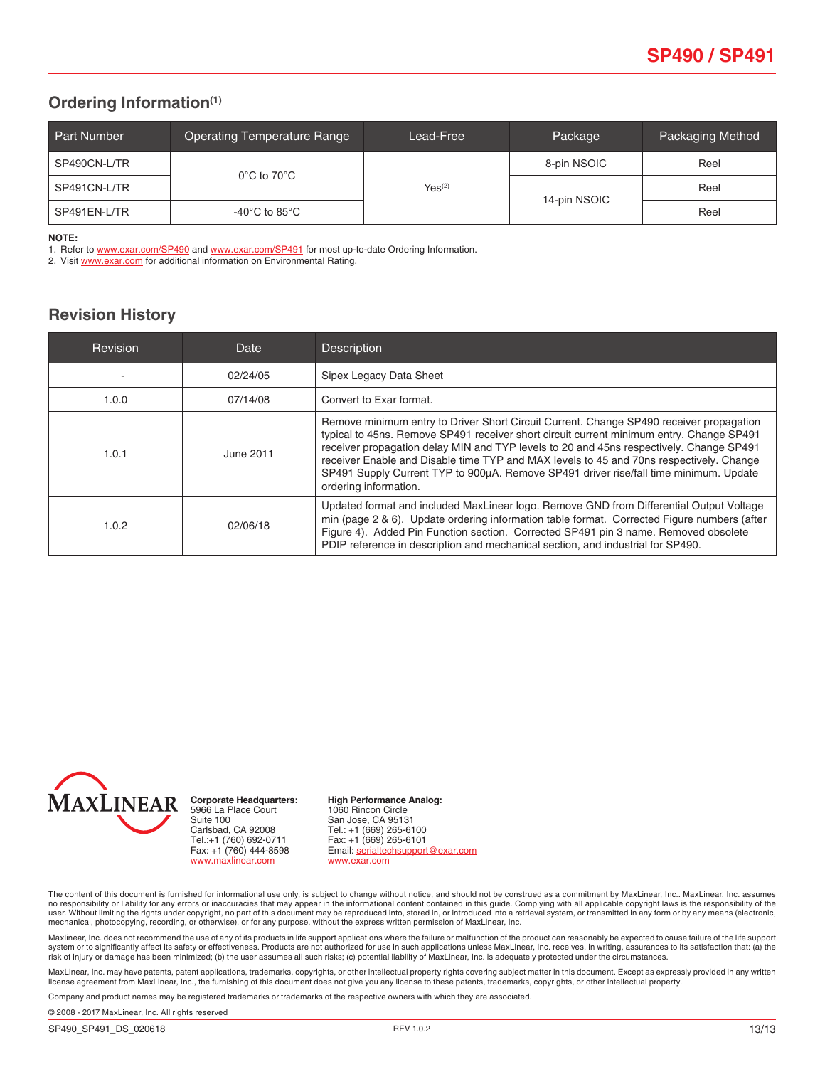## Ordering Information[(1)]

| Part Number | Operating Temperature Range | Lead-Free | Package | Packaging Method |
|---|---|---|---|---|
| SP490CN-L/TR | 0°C to 70°C | Yes[(2)] | 8-pin NSOIC | Reel |
| SP491CN-L/TR | 0°C to 70°C | Yes[(2)] | 14-pin NSOIC | Reel |
| SP491EN-L/TR | -40°C to 85°C | Yes[(2)] | 14-pin NSOIC | Reel |

**NOTE:**

1. Refer to www.exar.com/SP490 and www.exar.com/SP491 for most up-to-date Ordering Information.
2. Visit www.exar.com for additional information on Environmental Rating.

## Revision History

| Revision | Date | Description |
|---|---|---|
| - | 02/24/05 | Sipex Legacy Data Sheet |
| 1.0.0 | 07/14/08 | Convert to Exar format. |
| 1.0.1 | June 2011 | Remove minimum entry to Driver Short Circuit Current. Change SP490 receiver propagation typical to 45ns. Remove SP491 receiver short circuit current minimum entry. Change SP491 receiver propagation delay MIN and TYP levels to 20 and 45ns respectively. Change SP491 receiver Enable and Disable time TYP and MAX levels to 45 and 70ns respectively. Change SP491 Supply Current TYP to 900µA. Remove SP491 driver rise/fall time minimum. Update ordering information. |
| 1.0.2 | 02/06/18 | Updated format and included MaxLinear logo. Remove GND from Differential Output Voltage min (page 2 & 6). Update ordering information table format. Corrected Figure numbers (after Figure 4). Added Pin Function section. Corrected SP491 pin 3 name. Removed obsolete PDIP reference in description and mechanical section, and industrial for SP490. |

MAXLINEAR

**Corporate Headquarters:**
5966 La Place Court
Suite 100
Carlsbad, CA 92008
Tel.:+1 (760) 692-0711
Fax: +1 (760) 444-8598
www.maxlinear.com

**High Performance Analog:**
1060 Rincon Circle
San Jose, CA 95131
Tel.: +1 (669) 265-6100
Fax: +1 (669) 265-6101
Email: serialtechsupport@exar.com
www.exar.com

The content of this document is furnished for informational use only, is subject to change without notice, and should not be construed as a commitment by MaxLinear, Inc.. MaxLinear, Inc. assumes no responsibility or liability for any errors or inaccuracies that may appear in the informational content contained in this guide. Complying with all applicable copyright laws is the responsibility of the user. Without limiting the rights under copyright, no part of this document may be reproduced into, stored in, or introduced into a retrieval system, or transmitted in any form or by any means (electronic, mechanical, photocopying, recording, or otherwise), or for any purpose, without the express written permission of MaxLinear, Inc.

Maxlinear, Inc. does not recommend the use of any of its products in life support applications where the failure or malfunction of the product can reasonably be expected to cause failure of the life support system or to significantly affect its safety or effectiveness. Products are not authorized for use in such applications unless MaxLinear, Inc. receives, in writing, assurances to its satisfaction that: (a) the risk of injury or damage has been minimized; (b) the user assumes all such risks; (c) potential liability of MaxLinear, Inc. is adequately protected under the circumstances.

MaxLinear, Inc. may have patents, patent applications, trademarks, copyrights, or other intellectual property rights covering subject matter in this document. Except as expressly provided in any written license agreement from MaxLinear, Inc., the furnishing of this document does not give you any license to these patents, trademarks, copyrights, or other intellectual property.

Company and product names may be registered trademarks or trademarks of the respective owners with which they are associated.

© 2008 - 2017 MaxLinear, Inc. All rights reserved

SP490_SP491_DS_020618 REV 1.0.2